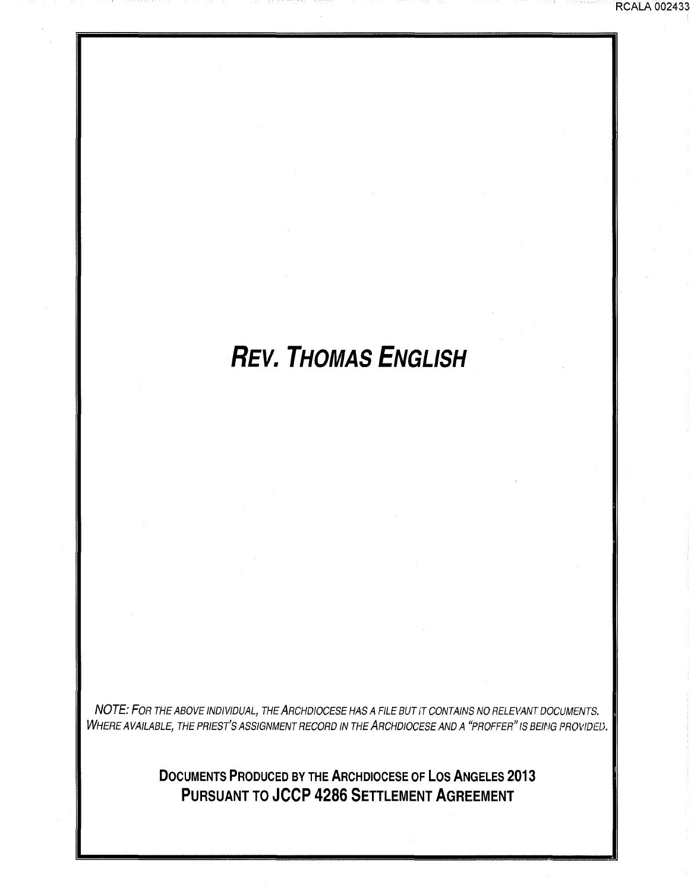# *REV. THOMAS ENGLISH*

*NOTE: FOR THE ABOVE INDIVIDUAL, THE ARCHDIOCESE HAS A FILE BUT IT CONTAINS NO RELEVANT DOCUMENTS. WHERE AVAILABLE, THE PRIEST'S ASSIGNMENT RECORD IN THE ARCHDIOCESE AND A "PROFFER" IS BEING PROVIDED.*

**DOCUMENTS PRODUCED BY THE ARCHDIOCESE OF LOS ANGELES 2013**
**PURSUANT TO JCCP 4286 SETTLEMENT AGREEMENT**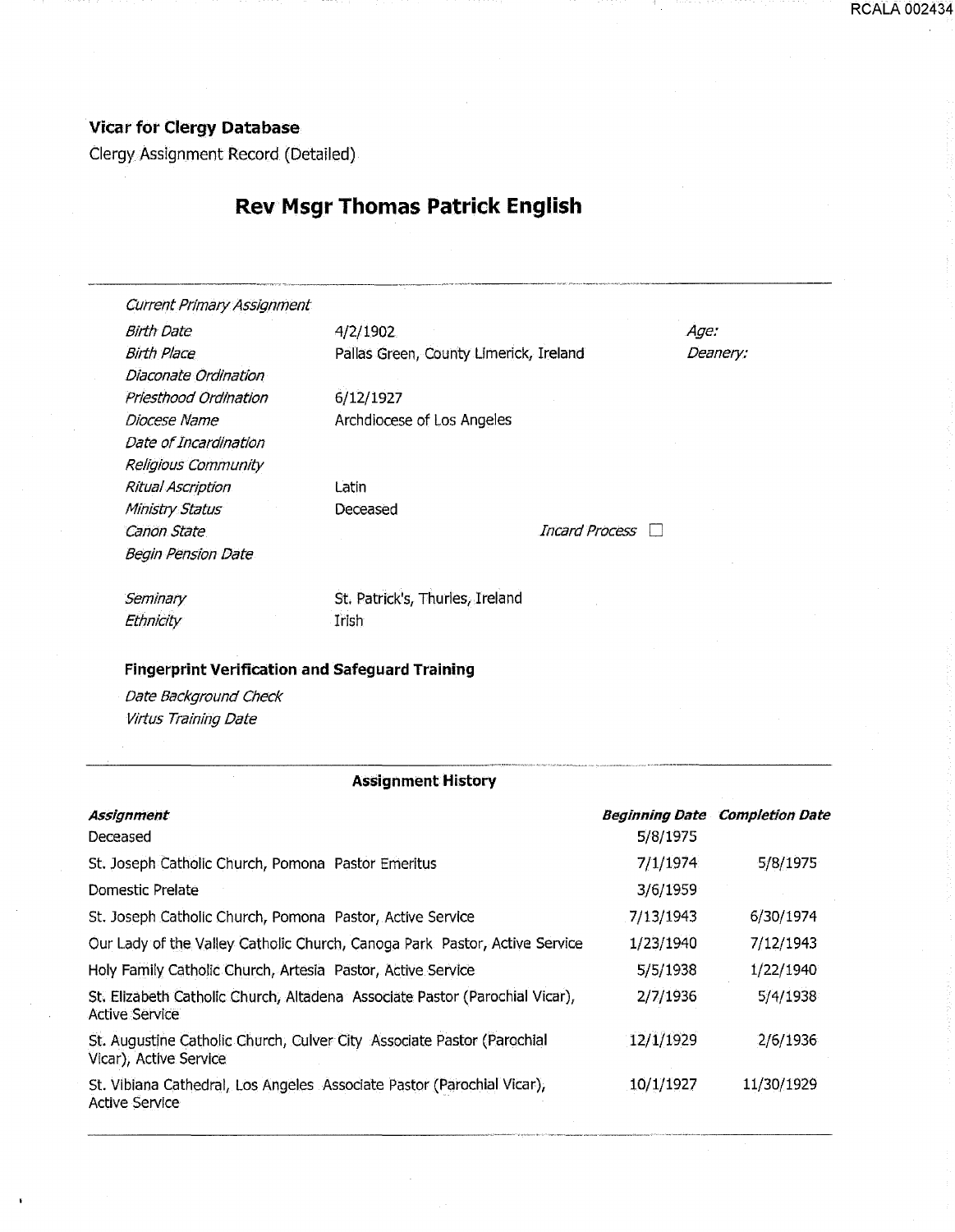### Vicar for Clergy Database

Clergy Assignment Record (Detailed)

# Rev Msgr Thomas Patrick English

| | | |
|---|---|---|
| *Current Primary Assignment* | | |
| *Birth Date* | 4/2/1902 | *Age:* |
| *Birth Place* | Pallas Green, County Limerick, Ireland | *Deanery:* |
| *Diaconate Ordination* | | |
| *Priesthood Ordination* | 6/12/1927 | |
| *Diocese Name* | Archdiocese of Los Angeles | |
| *Date of Incardination* | | |
| *Religious Community* | | |
| *Ritual Ascription* | Latin | |
| *Ministry Status* | Deceased | |
| *Canon State* | | *Incard Process* ☐ |
| *Begin Pension Date* | | |
| *Seminary* | St. Patrick's, Thurles, Ireland | |
| *Ethnicity* | Irish | |

### Fingerprint Verification and Safeguard Training

*Date Background Check*

*Virtus Training Date*

### Assignment History

| *Assignment* | *Beginning Date* | *Completion Date* |
|---|---|---|
| Deceased | 5/8/1975 | |
| St. Joseph Catholic Church, Pomona Pastor Emeritus | 7/1/1974 | 5/8/1975 |
| Domestic Prelate | 3/6/1959 | |
| St. Joseph Catholic Church, Pomona Pastor, Active Service | 7/13/1943 | 6/30/1974 |
| Our Lady of the Valley Catholic Church, Canoga Park Pastor, Active Service | 1/23/1940 | 7/12/1943 |
| Holy Family Catholic Church, Artesia Pastor, Active Service | 5/5/1938 | 1/22/1940 |
| St. Elizabeth Catholic Church, Altadena Associate Pastor (Parochial Vicar), Active Service | 2/7/1936 | 5/4/1938 |
| St. Augustine Catholic Church, Culver City Associate Pastor (Parochial Vicar), Active Service | 12/1/1929 | 2/6/1936 |
| St. Vibiana Cathedral, Los Angeles Associate Pastor (Parochial Vicar), Active Service | 10/1/1927 | 11/30/1929 |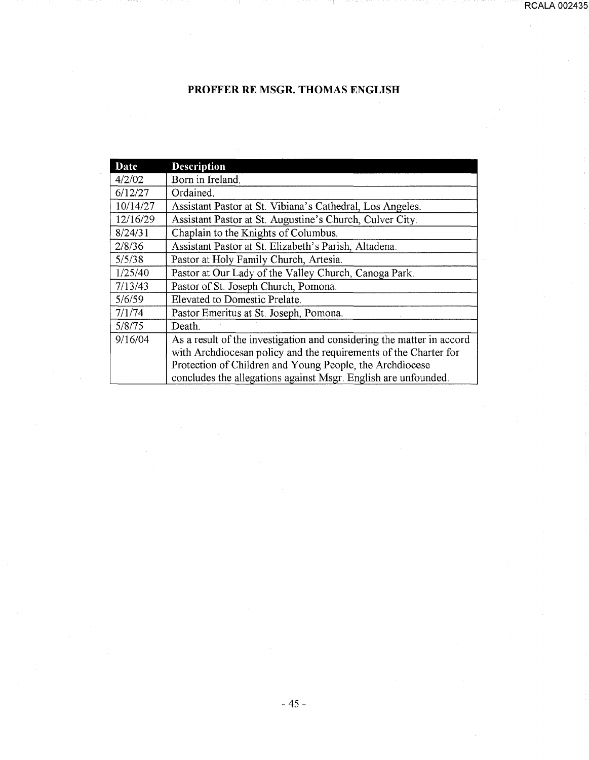**PROFFER RE MSGR. THOMAS ENGLISH**

| Date | Description |
|---|---|
| 4/2/02 | Born in Ireland. |
| 6/12/27 | Ordained. |
| 10/14/27 | Assistant Pastor at St. Vibiana's Cathedral, Los Angeles. |
| 12/16/29 | Assistant Pastor at St. Augustine's Church, Culver City. |
| 8/24/31 | Chaplain to the Knights of Columbus. |
| 2/8/36 | Assistant Pastor at St. Elizabeth's Parish, Altadena. |
| 5/5/38 | Pastor at Holy Family Church, Artesia. |
| 1/25/40 | Pastor at Our Lady of the Valley Church, Canoga Park. |
| 7/13/43 | Pastor of St. Joseph Church, Pomona. |
| 5/6/59 | Elevated to Domestic Prelate. |
| 7/1/74 | Pastor Emeritus at St. Joseph, Pomona. |
| 5/8/75 | Death. |
| 9/16/04 | As a result of the investigation and considering the matter in accord with Archdiocesan policy and the requirements of the Charter for Protection of Children and Young People, the Archdiocese concludes the allegations against Msgr. English are unfounded. |